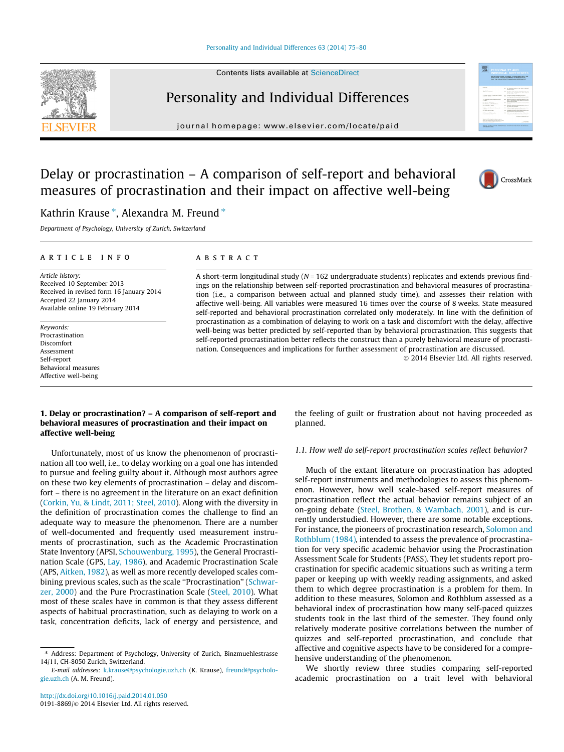# Delay or procrastination – A comparison of self-report and behavioral measures of procrastination and their impact on affective well-being

Kathrin Krause *, Alexandra M. Freund *

*Department of Psychology, University of Zurich, Switzerland*

## ARTICLE INFO

*Article history:*
Received 10 September 2013
Received in revised form 16 January 2014
Accepted 22 January 2014
Available online 19 February 2014

*Keywords:*
Procrastination
Discomfort
Assessment
Self-report
Behavioral measures
Affective well-being

## ABSTRACT

A short-term longitudinal study ($N = 162$ undergraduate students) replicates and extends previous findings on the relationship between self-reported procrastination and behavioral measures of procrastination (i.e., a comparison between actual and planned study time), and assesses their relation with affective well-being. All variables were measured 16 times over the course of 8 weeks. State measured self-reported and behavioral procrastination correlated only moderately. In line with the definition of procrastination as a combination of delaying to work on a task and discomfort with the delay, affective well-being was better predicted by self-reported than by behavioral procrastination. This suggests that self-reported procrastination better reflects the construct than a purely behavioral measure of procrastination. Consequences and implications for further assessment of procrastination are discussed.

© 2014 Elsevier Ltd. All rights reserved.

## 1. Delay or procrastination? – A comparison of self-report and behavioral measures of procrastination and their impact on affective well-being

Unfortunately, most of us know the phenomenon of procrastination all too well, i.e., to delay working on a goal one has intended to pursue and feeling guilty about it. Although most authors agree on these two key elements of procrastination – delay and discomfort – there is no agreement in the literature on an exact definition (Corkin, Yu, & Lindt, 2011; Steel, 2010). Along with the diversity in the definition of procrastination comes the challenge to find an adequate way to measure the phenomenon. There are a number of well-documented and frequently used measurement instruments of procrastination, such as the Academic Procrastination State Inventory (APSI, Schouwenburg, 1995), the General Procrastination Scale (GPS, Lay, 1986), and Academic Procrastination Scale (APS, Aitken, 1982), as well as more recently developed scales combining previous scales, such as the scale "Procrastination" (Schwarzer, 2000) and the Pure Procrastination Scale (Steel, 2010). What most of these scales have in common is that they assess different aspects of habitual procrastination, such as delaying to work on a task, concentration deficits, lack of energy and persistence, and the feeling of guilt or frustration about not having proceeded as planned.

### 1.1. How well do self-report procrastination scales reflect behavior?

Much of the extant literature on procrastination has adopted self-report instruments and methodologies to assess this phenomenon. However, how well scale-based self-report measures of procrastination reflect the actual behavior remains subject of an on-going debate (Steel, Brothen, & Wambach, 2001), and is currently understudied. However, there are some notable exceptions. For instance, the pioneers of procrastination research, Solomon and Rothblum (1984), intended to assess the prevalence of procrastination for very specific academic behavior using the Procrastination Assessment Scale for Students (PASS). They let students report procrastination for specific academic situations such as writing a term paper or keeping up with weekly reading assignments, and asked them to which degree procrastination is a problem for them. In addition to these measures, Solomon and Rothblum assessed as a behavioral index of procrastination how many self-paced quizzes students took in the last third of the semester. They found only relatively moderate positive correlations between the number of quizzes and self-reported procrastination, and conclude that affective and cognitive aspects have to be considered for a comprehensive understanding of the phenomenon.

We shortly review three studies comparing self-reported academic procrastination on a trait level with behavioral

* Address: Department of Psychology, University of Zurich, Binzmuehlestrasse 14/11, CH-8050 Zurich, Switzerland.
*E-mail addresses:* k.krause@psychologie.uzh.ch (K. Krause), freund@psychologie.uzh.ch (A. M. Freund).

http://dx.doi.org/10.1016/j.paid.2014.01.050
0191-8869/© 2014 Elsevier Ltd. All rights reserved.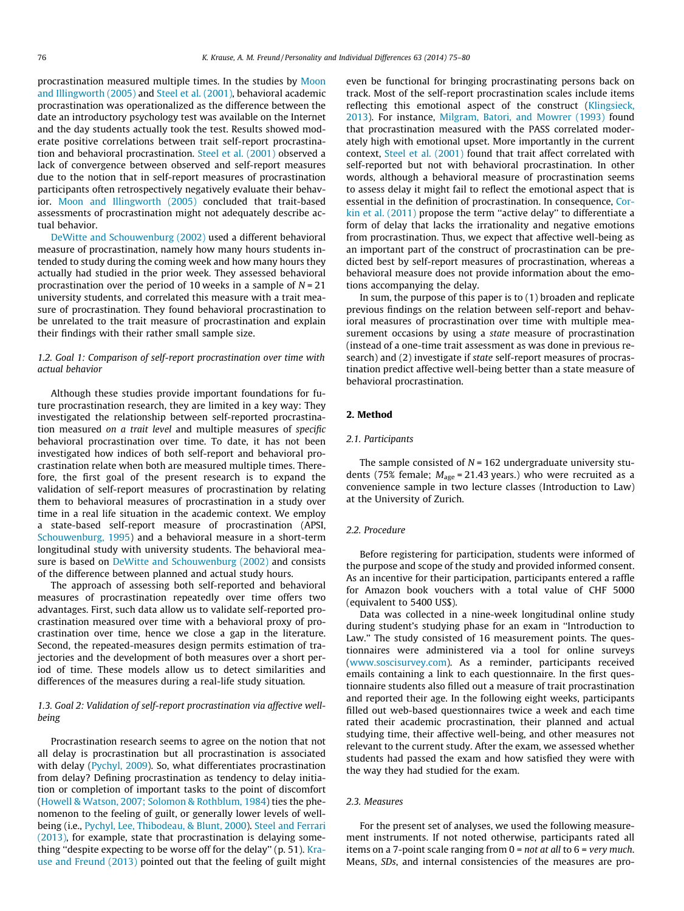procrastination measured multiple times. In the studies by Moon and Illingworth (2005) and Steel et al. (2001), behavioral academic procrastination was operationalized as the difference between the date an introductory psychology test was available on the Internet and the day students actually took the test. Results showed moderate positive correlations between trait self-report procrastination and behavioral procrastination. Steel et al. (2001) observed a lack of convergence between observed and self-report measures due to the notion that in self-report measures of procrastination participants often retrospectively negatively evaluate their behavior. Moon and Illingworth (2005) concluded that trait-based assessments of procrastination might not adequately describe actual behavior.

DeWitte and Schouwenburg (2002) used a different behavioral measure of procrastination, namely how many hours students intended to study during the coming week and how many hours they actually had studied in the prior week. They assessed behavioral procrastination over the period of 10 weeks in a sample of $N = 21$ university students, and correlated this measure with a trait measure of procrastination. They found behavioral procrastination to be unrelated to the trait measure of procrastination and explain their findings with their rather small sample size.

### 1.2. Goal 1: Comparison of self-report procrastination over time with actual behavior

Although these studies provide important foundations for future procrastination research, they are limited in a key way: They investigated the relationship between self-reported procrastination measured *on a trait level* and multiple measures of *specific* behavioral procrastination over time. To date, it has not been investigated how indices of both self-report and behavioral procrastination relate when both are measured multiple times. Therefore, the first goal of the present research is to expand the validation of self-report measures of procrastination by relating them to behavioral measures of procrastination in a study over time in a real life situation in the academic context. We employ a state-based self-report measure of procrastination (APSI, Schouwenburg, 1995) and a behavioral measure in a short-term longitudinal study with university students. The behavioral measure is based on DeWitte and Schouwenburg (2002) and consists of the difference between planned and actual study hours.

The approach of assessing both self-reported and behavioral measures of procrastination repeatedly over time offers two advantages. First, such data allow us to validate self-reported procrastination measured over time with a behavioral proxy of procrastination over time, hence we close a gap in the literature. Second, the repeated-measures design permits estimation of trajectories and the development of both measures over a short period of time. These models allow us to detect similarities and differences of the measures during a real-life study situation.

### 1.3. Goal 2: Validation of self-report procrastination via affective well-being

Procrastination research seems to agree on the notion that not all delay is procrastination but all procrastination is associated with delay (Pychyl, 2009). So, what differentiates procrastination from delay? Defining procrastination as tendency to delay initiation or completion of important tasks to the point of discomfort (Howell & Watson, 2007; Solomon & Rothblum, 1984) ties the phenomenon to the feeling of guilt, or generally lower levels of well-being (i.e., Pychyl, Lee, Thibodeau, & Blunt, 2000). Steel and Ferrari (2013), for example, state that procrastination is delaying something "despite expecting to be worse off for the delay" (p. 51). Krause and Freund (2013) pointed out that the feeling of guilt might even be functional for bringing procrastinating persons back on track. Most of the self-report procrastination scales include items reflecting this emotional aspect of the construct (Klingsieck, 2013). For instance, Milgram, Batori, and Mowrer (1993) found that procrastination measured with the PASS correlated moderately high with emotional upset. More importantly in the current context, Steel et al. (2001) found that trait affect correlated with self-reported but not with behavioral procrastination. In other words, although a behavioral measure of procrastination seems to assess delay it might fail to reflect the emotional aspect that is essential in the definition of procrastination. In consequence, Corkin et al. (2011) propose the term "active delay" to differentiate a form of delay that lacks the irrationality and negative emotions from procrastination. Thus, we expect that affective well-being as an important part of the construct of procrastination can be predicted best by self-report measures of procrastination, whereas a behavioral measure does not provide information about the emotions accompanying the delay.

In sum, the purpose of this paper is to (1) broaden and replicate previous findings on the relation between self-report and behavioral measures of procrastination over time with multiple measurement occasions by using a *state* measure of procrastination (instead of a one-time trait assessment as was done in previous research) and (2) investigate if *state* self-report measures of procrastination predict affective well-being better than a state measure of behavioral procrastination.

## 2. Method

### 2.1. Participants

The sample consisted of $N = 162$ undergraduate university students (75% female; $M_{age} = 21.43$ years.) who were recruited as a convenience sample in two lecture classes (Introduction to Law) at the University of Zurich.

### 2.2. Procedure

Before registering for participation, students were informed of the purpose and scope of the study and provided informed consent. As an incentive for their participation, participants entered a raffle for Amazon book vouchers with a total value of CHF 5000 (equivalent to 5400 US$).

Data was collected in a nine-week longitudinal online study during student's studying phase for an exam in "Introduction to Law." The study consisted of 16 measurement points. The questionnaires were administered via a tool for online surveys (www.soscisurvey.com). As a reminder, participants received emails containing a link to each questionnaire. In the first questionnaire students also filled out a measure of trait procrastination and reported their age. In the following eight weeks, participants filled out web-based questionnaires twice a week and each time rated their academic procrastination, their planned and actual studying time, their affective well-being, and other measures not relevant to the current study. After the exam, we assessed whether students had passed the exam and how satisfied they were with the way they had studied for the exam.

### 2.3. Measures

For the present set of analyses, we used the following measurement instruments. If not noted otherwise, participants rated all items on a 7-point scale ranging from 0 = *not at all* to 6 = *very much*. Means, *SDs*, and internal consistencies of the measures are pro-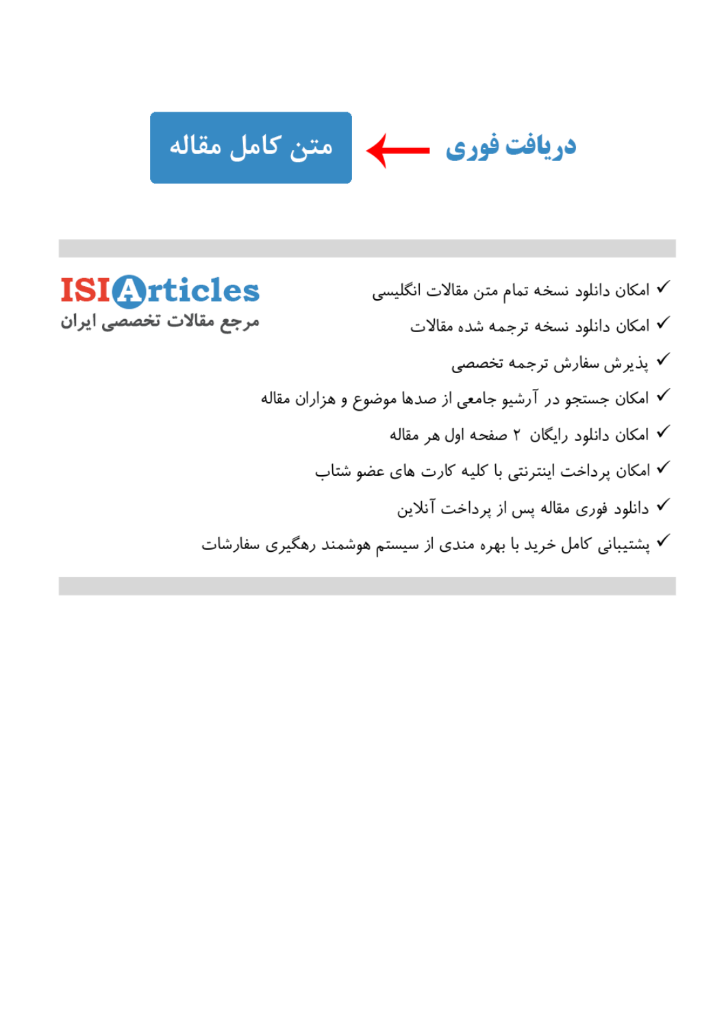دریافت فوری ← **متن کامل مقاله**

**ISIArticles**
مرجع مقالات تخصصی ایران

- ✓ امکان دانلود نسخه تمام متن مقالات انگلیسی
- ✓ امکان دانلود نسخه ترجمه شده مقالات
- ✓ پذیرش سفارش ترجمه تخصصی
- ✓ امکان جستجو در آرشیو جامعی از صدها موضوع و هزاران مقاله
- ✓ امکان دانلود رایگان ۲ صفحه اول هر مقاله
- ✓ امکان پرداخت اینترنتی با کلیه کارت های عضو شتاب
- ✓ دانلود فوری مقاله پس از پرداخت آنلاین
- ✓ پشتیبانی کامل خرید با بهره مندی از سیستم هوشمند رهگیری سفارشات